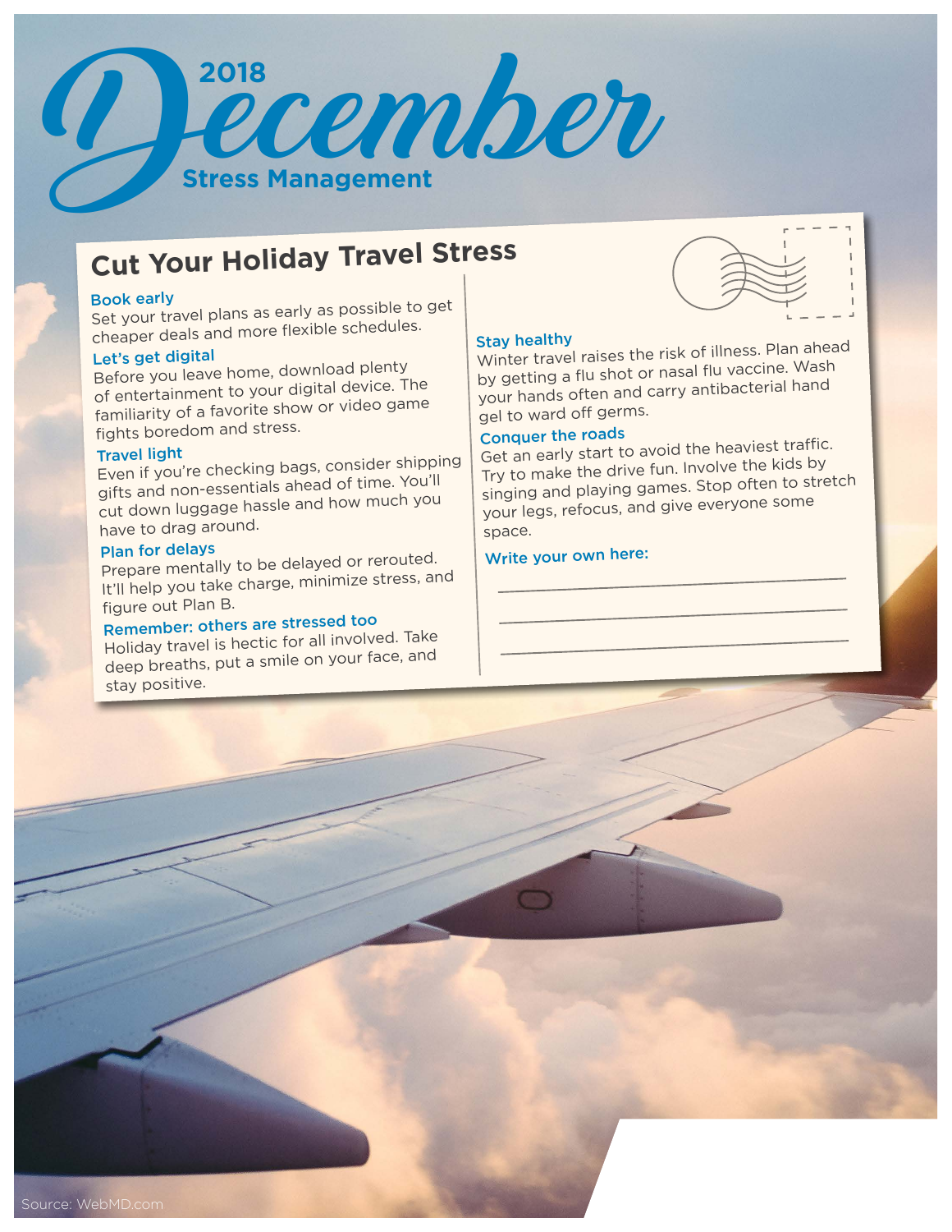# 2018 December

## Stress Management

## Cut Your Holiday Travel Stress

### Book early
Set your travel plans as early as possible to get cheaper deals and more flexible schedules.

### Let's get digital
Before you leave home, download plenty of entertainment to your digital device. The familiarity of a favorite show or video game fights boredom and stress.

### Travel light
Even if you're checking bags, consider shipping gifts and non-essentials ahead of time. You'll cut down luggage hassle and how much you have to drag around.

### Plan for delays
Prepare mentally to be delayed or rerouted. It'll help you take charge, minimize stress, and figure out Plan B.

### Remember: others are stressed too
Holiday travel is hectic for all involved. Take deep breaths, put a smile on your face, and stay positive.

### Stay healthy
Winter travel raises the risk of illness. Plan ahead by getting a flu shot or nasal flu vaccine. Wash your hands often and carry antibacterial hand gel to ward off germs.

### Conquer the roads
Get an early start to avoid the heaviest traffic. Try to make the drive fun. Involve the kids by singing and playing games. Stop often to stretch your legs, refocus, and give everyone some space.

### Write your own here:

______________________________

______________________________

______________________________

Source: WebMD.com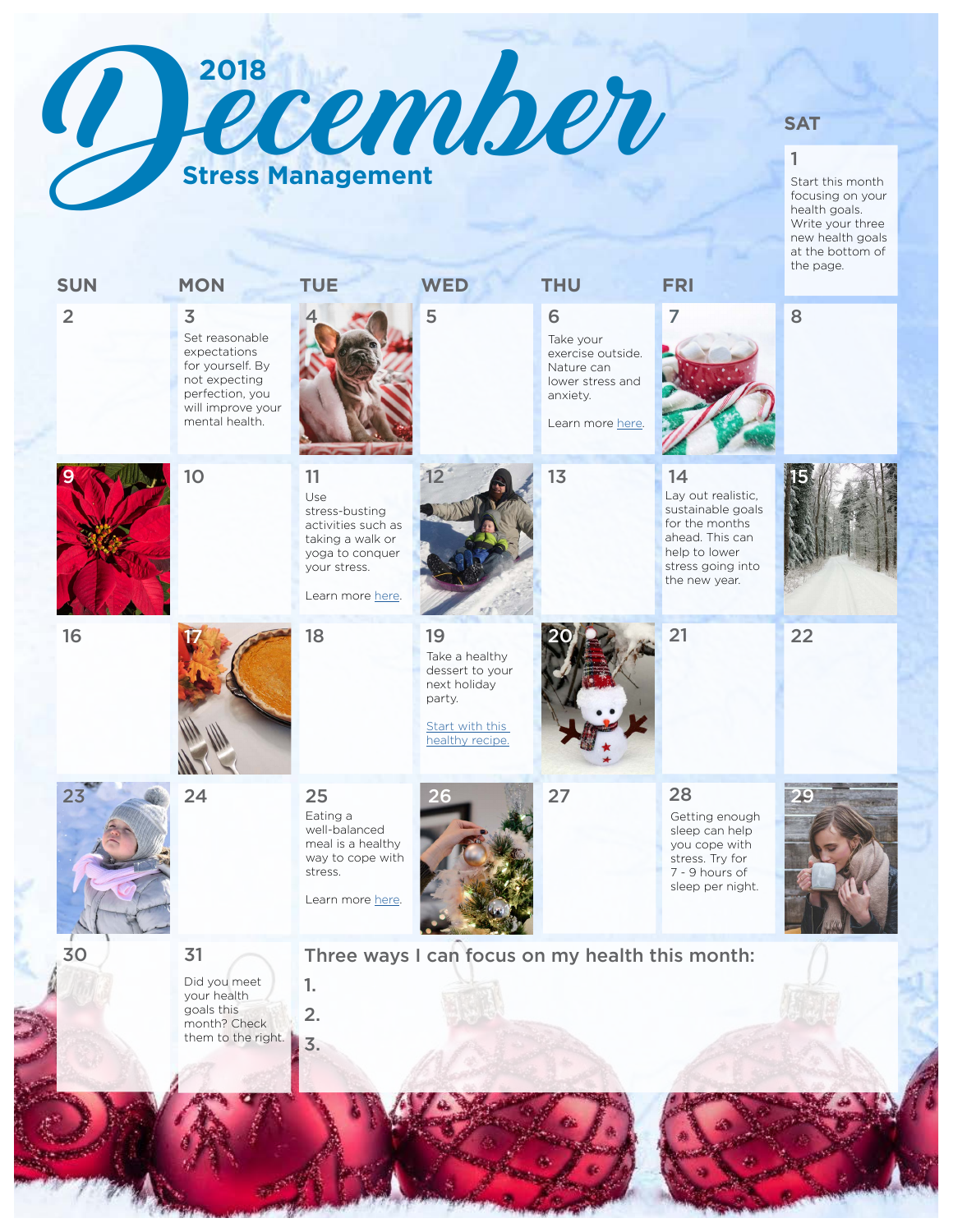# 2018 December

## Stress Management

| SUN | MON | TUE | WED | THU | FRI | SAT |
|---|---|---|---|---|---|---|
| | | | | | | 1 Start this month focusing on your health goals. Write your three new health goals at the bottom of the page. |
| 2 | 3 Set reasonable expectations for yourself. By not expecting perfection, you will improve your mental health. | 4 | 5 | 6 Take your exercise outside. Nature can lower stress and anxiety. Learn more here. | 7 | 8 |
| 9 | 10 | 11 Use stress-busting activities such as taking a walk or yoga to conquer your stress. Learn more here. | 12 | 13 | 14 Lay out realistic, sustainable goals for the months ahead. This can help to lower stress going into the new year. | 15 |
| 16 | 17 | 18 | 19 Take a healthy dessert to your next holiday party. Start with this healthy recipe. | 20 | 21 | 22 |
| 23 | 24 | 25 Eating a well-balanced meal is a healthy way to cope with stress. Learn more here. | 26 | 27 | 28 Getting enough sleep can help you cope with stress. Try for 7 - 9 hours of sleep per night. | 29 |
| 30 | 31 Did you meet your health goals this month? Check them to the right. | | | | | |

**Three ways I can focus on my health this month:**

1.
2.
3.